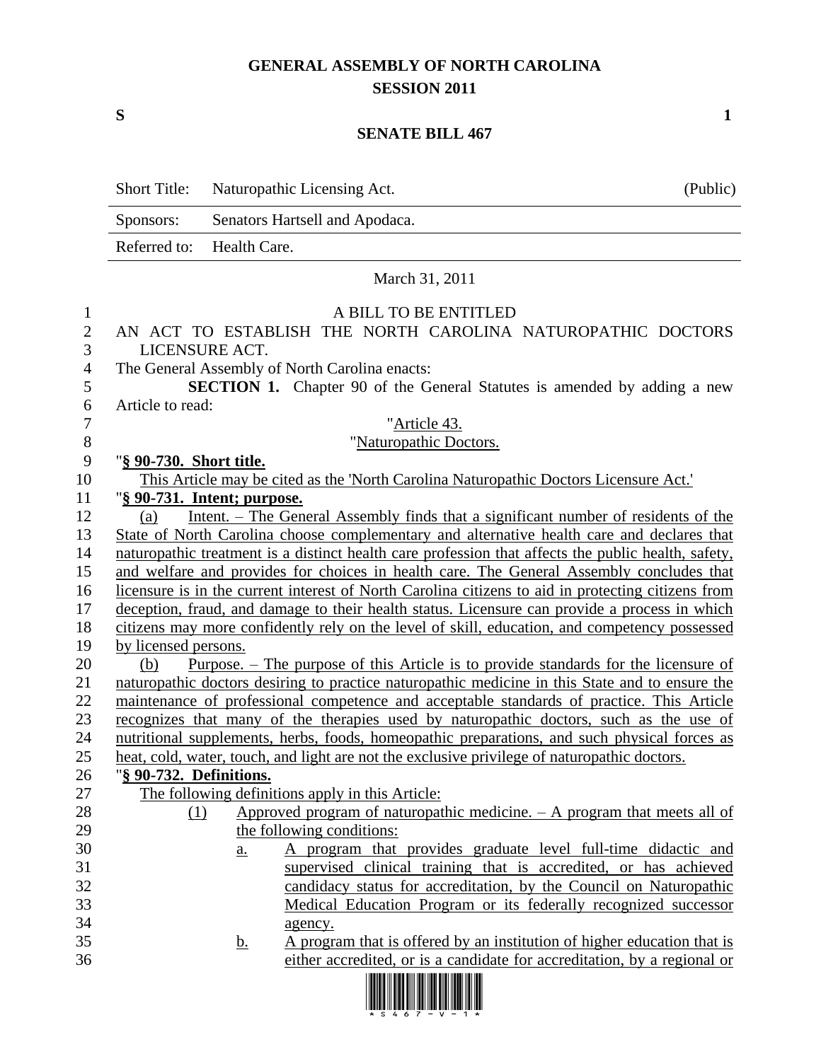# GENERAL ASSEMBLY OF NORTH CAROLINA
## SESSION 2011

**S** **1**

## SENATE BILL 467

| Short Title: | Naturopathic Licensing Act. | (Public) |
|---|---|---|
| Sponsors: | Senators Hartsell and Apodaca. | |
| Referred to: | Health Care. | |

March 31, 2011

A BILL TO BE ENTITLED

AN ACT TO ESTABLISH THE NORTH CAROLINA NATUROPATHIC DOCTORS LICENSURE ACT.

The General Assembly of North Carolina enacts:

**SECTION 1.** Chapter 90 of the General Statutes is amended by adding a new Article to read:

"Article 43.

"Naturopathic Doctors.

"**§ 90-730. Short title.**

This Article may be cited as the 'North Carolina Naturopathic Doctors Licensure Act.'

"**§ 90-731. Intent; purpose.**

(a) Intent. – The General Assembly finds that a significant number of residents of the State of North Carolina choose complementary and alternative health care and declares that naturopathic treatment is a distinct health care profession that affects the public health, safety, and welfare and provides for choices in health care. The General Assembly concludes that licensure is in the current interest of North Carolina citizens to aid in protecting citizens from deception, fraud, and damage to their health status. Licensure can provide a process in which citizens may more confidently rely on the level of skill, education, and competency possessed by licensed persons.

(b) Purpose. – The purpose of this Article is to provide standards for the licensure of naturopathic doctors desiring to practice naturopathic medicine in this State and to ensure the maintenance of professional competence and acceptable standards of practice. This Article recognizes that many of the therapies used by naturopathic doctors, such as the use of nutritional supplements, herbs, foods, homeopathic preparations, and such physical forces as heat, cold, water, touch, and light are not the exclusive privilege of naturopathic doctors.

"**§ 90-732. Definitions.**

The following definitions apply in this Article:

(1) Approved program of naturopathic medicine. – A program that meets all of the following conditions:

a. A program that provides graduate level full-time didactic and supervised clinical training that is accredited, or has achieved candidacy status for accreditation, by the Council on Naturopathic Medical Education Program or its federally recognized successor agency.

b. A program that is offered by an institution of higher education that is either accredited, or is a candidate for accreditation, by a regional or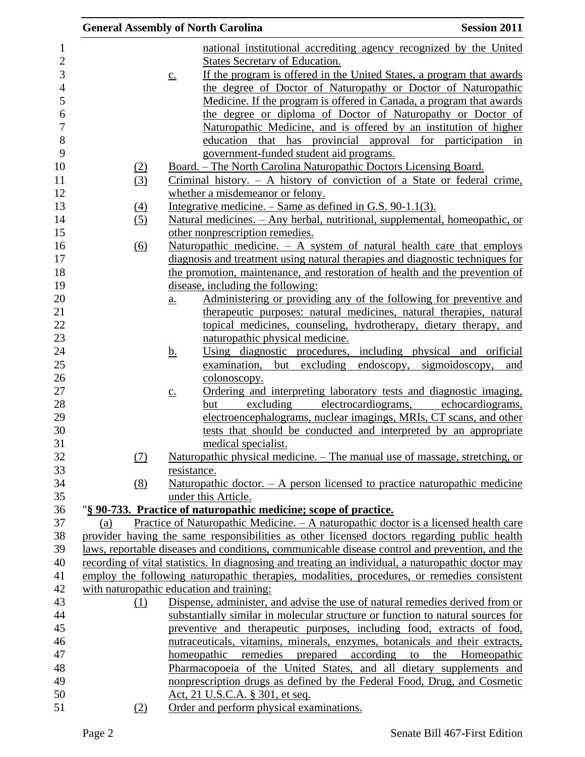national institutional accrediting agency recognized by the United States Secretary of Education.

c. If the program is offered in the United States, a program that awards the degree of Doctor of Naturopathy or Doctor of Naturopathic Medicine. If the program is offered in Canada, a program that awards the degree or diploma of Doctor of Naturopathy or Doctor of Naturopathic Medicine, and is offered by an institution of higher education that has provincial approval for participation in government-funded student aid programs.

(2) Board. – The North Carolina Naturopathic Doctors Licensing Board.

(3) Criminal history. – A history of conviction of a State or federal crime, whether a misdemeanor or felony.

(4) Integrative medicine. – Same as defined in G.S. 90-1.1(3).

(5) Natural medicines. – Any herbal, nutritional, supplemental, homeopathic, or other nonprescription remedies.

(6) Naturopathic medicine. – A system of natural health care that employs diagnosis and treatment using natural therapies and diagnostic techniques for the promotion, maintenance, and restoration of health and the prevention of disease, including the following:

a. Administering or providing any of the following for preventive and therapeutic purposes: natural medicines, natural therapies, natural topical medicines, counseling, hydrotherapy, dietary therapy, and naturopathic physical medicine.

b. Using diagnostic procedures, including physical and orificial examination, but excluding endoscopy, sigmoidoscopy, and colonoscopy.

c. Ordering and interpreting laboratory tests and diagnostic imaging, but excluding electrocardiograms, echocardiograms, electroencephalograms, nuclear imagings, MRIs, CT scans, and other tests that should be conducted and interpreted by an appropriate medical specialist.

(7) Naturopathic physical medicine. – The manual use of massage, stretching, or resistance.

(8) Naturopathic doctor. – A person licensed to practice naturopathic medicine under this Article.

"**§ 90-733. Practice of naturopathic medicine; scope of practice.**

(a) Practice of Naturopathic Medicine. – A naturopathic doctor is a licensed health care provider having the same responsibilities as other licensed doctors regarding public health laws, reportable diseases and conditions, communicable disease control and prevention, and the recording of vital statistics. In diagnosing and treating an individual, a naturopathic doctor may employ the following naturopathic therapies, modalities, procedures, or remedies consistent with naturopathic education and training:

(1) Dispense, administer, and advise the use of natural remedies derived from or substantially similar in molecular structure or function to natural sources for preventive and therapeutic purposes, including food, extracts of food, nutraceuticals, vitamins, minerals, enzymes, botanicals and their extracts, homeopathic remedies prepared according to the Homeopathic Pharmacopoeia of the United States, and all dietary supplements and nonprescription drugs as defined by the Federal Food, Drug, and Cosmetic Act, 21 U.S.C.A. § 301, et seq.

(2) Order and perform physical examinations.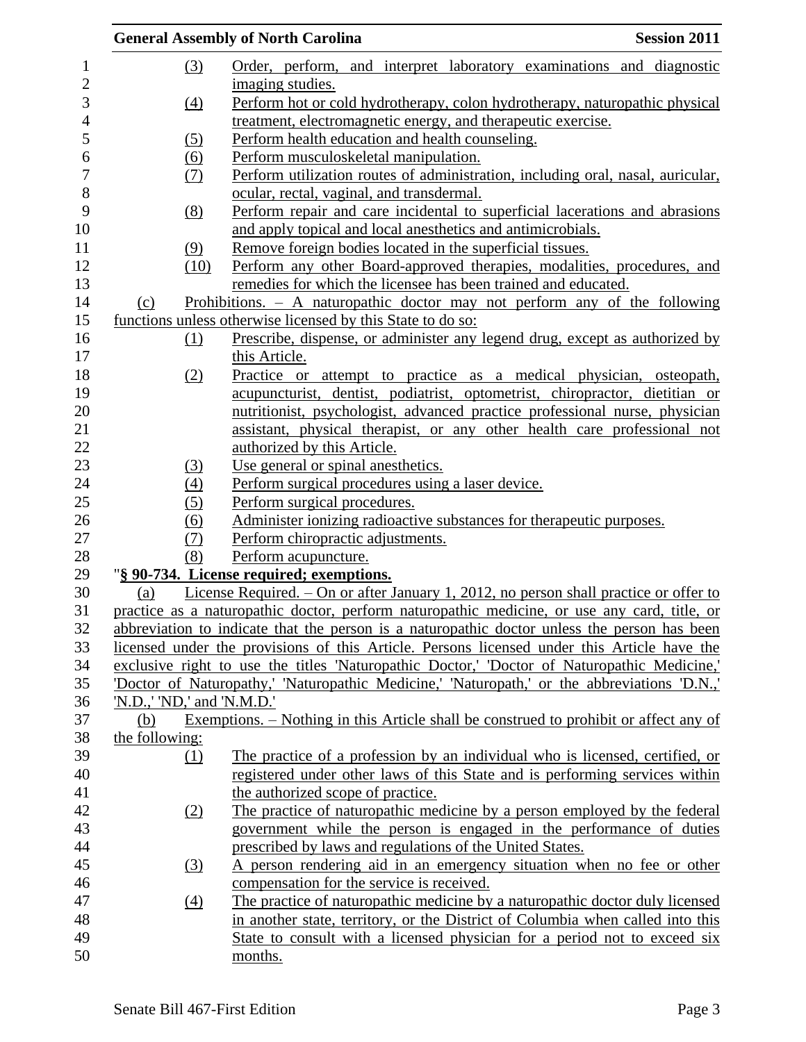(3) Order, perform, and interpret laboratory examinations and diagnostic imaging studies.

(4) Perform hot or cold hydrotherapy, colon hydrotherapy, naturopathic physical treatment, electromagnetic energy, and therapeutic exercise.

(5) Perform health education and health counseling.

(6) Perform musculoskeletal manipulation.

(7) Perform utilization routes of administration, including oral, nasal, auricular, ocular, rectal, vaginal, and transdermal.

(8) Perform repair and care incidental to superficial lacerations and abrasions and apply topical and local anesthetics and antimicrobials.

(9) Remove foreign bodies located in the superficial tissues.

(10) Perform any other Board-approved therapies, modalities, procedures, and remedies for which the licensee has been trained and educated.

(c) Prohibitions. – A naturopathic doctor may not perform any of the following functions unless otherwise licensed by this State to do so:

(1) Prescribe, dispense, or administer any legend drug, except as authorized by this Article.

(2) Practice or attempt to practice as a medical physician, osteopath, acupuncturist, dentist, podiatrist, optometrist, chiropractor, dietitian or nutritionist, psychologist, advanced practice professional nurse, physician assistant, physical therapist, or any other health care professional not authorized by this Article.

(3) Use general or spinal anesthetics.

(4) Perform surgical procedures using a laser device.

(5) Perform surgical procedures.

(6) Administer ionizing radioactive substances for therapeutic purposes.

(7) Perform chiropractic adjustments.

(8) Perform acupuncture.

"**§ 90-734. License required; exemptions.**

(a) License Required. – On or after January 1, 2012, no person shall practice or offer to practice as a naturopathic doctor, perform naturopathic medicine, or use any card, title, or abbreviation to indicate that the person is a naturopathic doctor unless the person has been licensed under the provisions of this Article. Persons licensed under this Article have the exclusive right to use the titles 'Naturopathic Doctor,' 'Doctor of Naturopathic Medicine,' 'Doctor of Naturopathy,' 'Naturopathic Medicine,' 'Naturopath,' or the abbreviations 'D.N.,' 'N.D.,' 'ND,' and 'N.M.D.'

(b) Exemptions. – Nothing in this Article shall be construed to prohibit or affect any of the following:

(1) The practice of a profession by an individual who is licensed, certified, or registered under other laws of this State and is performing services within the authorized scope of practice.

(2) The practice of naturopathic medicine by a person employed by the federal government while the person is engaged in the performance of duties prescribed by laws and regulations of the United States.

(3) A person rendering aid in an emergency situation when no fee or other compensation for the service is received.

(4) The practice of naturopathic medicine by a naturopathic doctor duly licensed in another state, territory, or the District of Columbia when called into this State to consult with a licensed physician for a period not to exceed six months.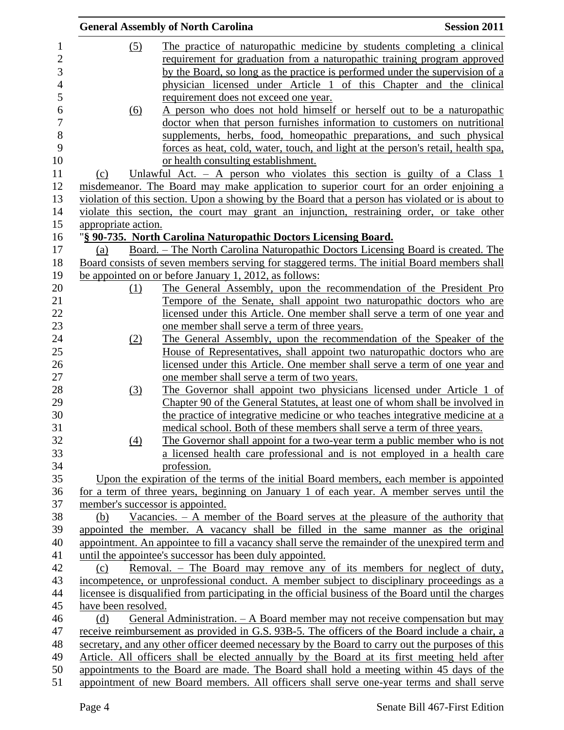(5) The practice of naturopathic medicine by students completing a clinical requirement for graduation from a naturopathic training program approved by the Board, so long as the practice is performed under the supervision of a physician licensed under Article 1 of this Chapter and the clinical requirement does not exceed one year.

(6) A person who does not hold himself or herself out to be a naturopathic doctor when that person furnishes information to customers on nutritional supplements, herbs, food, homeopathic preparations, and such physical forces as heat, cold, water, touch, and light at the person's retail, health spa, or health consulting establishment.

(c) Unlawful Act. – A person who violates this section is guilty of a Class 1 misdemeanor. The Board may make application to superior court for an order enjoining a violation of this section. Upon a showing by the Board that a person has violated or is about to violate this section, the court may grant an injunction, restraining order, or take other appropriate action.

"**§ 90-735. North Carolina Naturopathic Doctors Licensing Board.**

(a) Board. – The North Carolina Naturopathic Doctors Licensing Board is created. The Board consists of seven members serving for staggered terms. The initial Board members shall be appointed on or before January 1, 2012, as follows:

(1) The General Assembly, upon the recommendation of the President Pro Tempore of the Senate, shall appoint two naturopathic doctors who are licensed under this Article. One member shall serve a term of one year and one member shall serve a term of three years.

(2) The General Assembly, upon the recommendation of the Speaker of the House of Representatives, shall appoint two naturopathic doctors who are licensed under this Article. One member shall serve a term of one year and one member shall serve a term of two years.

(3) The Governor shall appoint two physicians licensed under Article 1 of Chapter 90 of the General Statutes, at least one of whom shall be involved in the practice of integrative medicine or who teaches integrative medicine at a medical school. Both of these members shall serve a term of three years.

(4) The Governor shall appoint for a two-year term a public member who is not a licensed health care professional and is not employed in a health care profession.

Upon the expiration of the terms of the initial Board members, each member is appointed for a term of three years, beginning on January 1 of each year. A member serves until the member's successor is appointed.

(b) Vacancies. – A member of the Board serves at the pleasure of the authority that appointed the member. A vacancy shall be filled in the same manner as the original appointment. An appointee to fill a vacancy shall serve the remainder of the unexpired term and until the appointee's successor has been duly appointed.

(c) Removal. – The Board may remove any of its members for neglect of duty, incompetence, or unprofessional conduct. A member subject to disciplinary proceedings as a licensee is disqualified from participating in the official business of the Board until the charges have been resolved.

(d) General Administration. – A Board member may not receive compensation but may receive reimbursement as provided in G.S. 93B-5. The officers of the Board include a chair, a secretary, and any other officer deemed necessary by the Board to carry out the purposes of this Article. All officers shall be elected annually by the Board at its first meeting held after appointments to the Board are made. The Board shall hold a meeting within 45 days of the appointment of new Board members. All officers shall serve one-year terms and shall serve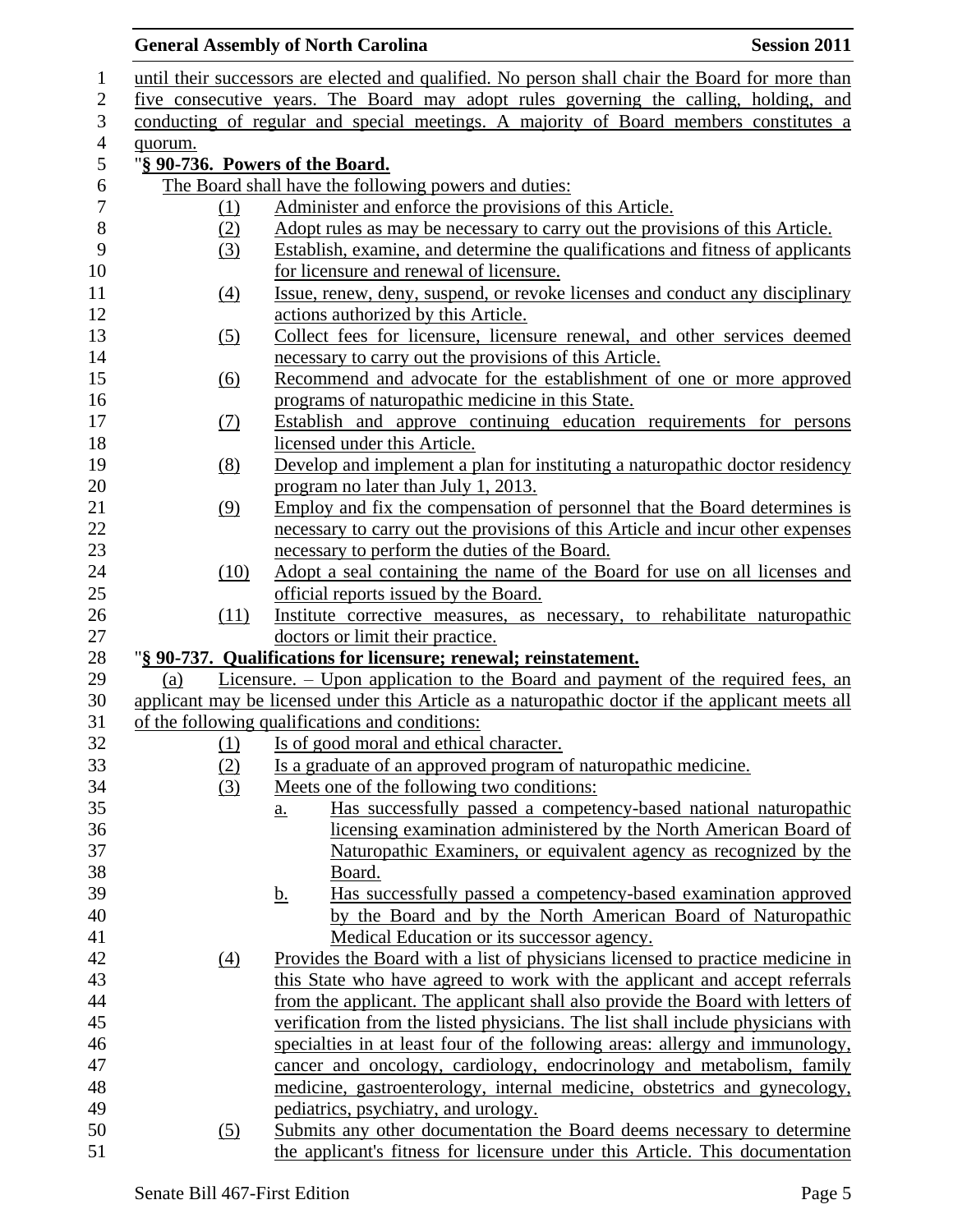until their successors are elected and qualified. No person shall chair the Board for more than five consecutive years. The Board may adopt rules governing the calling, holding, and conducting of regular and special meetings. A majority of Board members constitutes a quorum.

"**§ 90-736. Powers of the Board.**

The Board shall have the following powers and duties:

(1) Administer and enforce the provisions of this Article.

(2) Adopt rules as may be necessary to carry out the provisions of this Article.

(3) Establish, examine, and determine the qualifications and fitness of applicants for licensure and renewal of licensure.

(4) Issue, renew, deny, suspend, or revoke licenses and conduct any disciplinary actions authorized by this Article.

(5) Collect fees for licensure, licensure renewal, and other services deemed necessary to carry out the provisions of this Article.

(6) Recommend and advocate for the establishment of one or more approved programs of naturopathic medicine in this State.

(7) Establish and approve continuing education requirements for persons licensed under this Article.

(8) Develop and implement a plan for instituting a naturopathic doctor residency program no later than July 1, 2013.

(9) Employ and fix the compensation of personnel that the Board determines is necessary to carry out the provisions of this Article and incur other expenses necessary to perform the duties of the Board.

(10) Adopt a seal containing the name of the Board for use on all licenses and official reports issued by the Board.

(11) Institute corrective measures, as necessary, to rehabilitate naturopathic doctors or limit their practice.

"**§ 90-737. Qualifications for licensure; renewal; reinstatement.**

(a) Licensure. – Upon application to the Board and payment of the required fees, an applicant may be licensed under this Article as a naturopathic doctor if the applicant meets all of the following qualifications and conditions:

(1) Is of good moral and ethical character.

(2) Is a graduate of an approved program of naturopathic medicine.

(3) Meets one of the following two conditions:

a. Has successfully passed a competency-based national naturopathic licensing examination administered by the North American Board of Naturopathic Examiners, or equivalent agency as recognized by the Board.

b. Has successfully passed a competency-based examination approved by the Board and by the North American Board of Naturopathic Medical Education or its successor agency.

(4) Provides the Board with a list of physicians licensed to practice medicine in this State who have agreed to work with the applicant and accept referrals from the applicant. The applicant shall also provide the Board with letters of verification from the listed physicians. The list shall include physicians with specialties in at least four of the following areas: allergy and immunology, cancer and oncology, cardiology, endocrinology and metabolism, family medicine, gastroenterology, internal medicine, obstetrics and gynecology, pediatrics, psychiatry, and urology.

(5) Submits any other documentation the Board deems necessary to determine the applicant's fitness for licensure under this Article. This documentation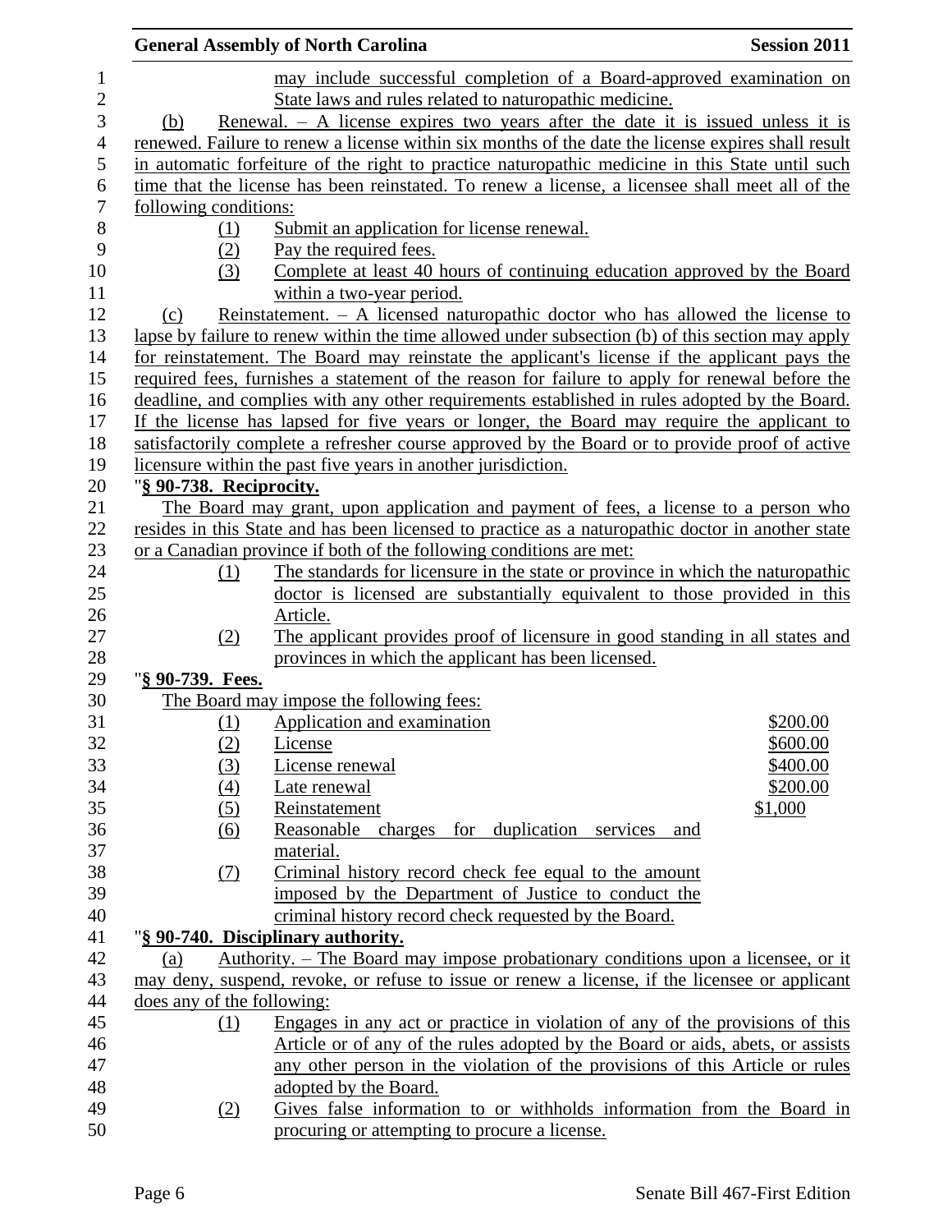may include successful completion of a Board-approved examination on State laws and rules related to naturopathic medicine.

(b) Renewal. – A license expires two years after the date it is issued unless it is renewed. Failure to renew a license within six months of the date the license expires shall result in automatic forfeiture of the right to practice naturopathic medicine in this State until such time that the license has been reinstated. To renew a license, a licensee shall meet all of the following conditions:

(1) Submit an application for license renewal.
(2) Pay the required fees.
(3) Complete at least 40 hours of continuing education approved by the Board within a two-year period.

(c) Reinstatement. – A licensed naturopathic doctor who has allowed the license to lapse by failure to renew within the time allowed under subsection (b) of this section may apply for reinstatement. The Board may reinstate the applicant's license if the applicant pays the required fees, furnishes a statement of the reason for failure to apply for renewal before the deadline, and complies with any other requirements established in rules adopted by the Board. If the license has lapsed for five years or longer, the Board may require the applicant to satisfactorily complete a refresher course approved by the Board or to provide proof of active licensure within the past five years in another jurisdiction.

"**§ 90-738. Reciprocity.**

The Board may grant, upon application and payment of fees, a license to a person who resides in this State and has been licensed to practice as a naturopathic doctor in another state or a Canadian province if both of the following conditions are met:

(1) The standards for licensure in the state or province in which the naturopathic doctor is licensed are substantially equivalent to those provided in this Article.
(2) The applicant provides proof of licensure in good standing in all states and provinces in which the applicant has been licensed.

"**§ 90-739. Fees.**

The Board may impose the following fees:

| | | |
|---|---|---|
| (1) | Application and examination | $200.00 |
| (2) | License | $600.00 |
| (3) | License renewal | $400.00 |
| (4) | Late renewal | $200.00 |
| (5) | Reinstatement | $1,000 |
| (6) | Reasonable charges for duplication services and material. | |
| (7) | Criminal history record check fee equal to the amount imposed by the Department of Justice to conduct the criminal history record check requested by the Board. | |

"**§ 90-740. Disciplinary authority.**

(a) Authority. – The Board may impose probationary conditions upon a licensee, or it may deny, suspend, revoke, or refuse to issue or renew a license, if the licensee or applicant does any of the following:

(1) Engages in any act or practice in violation of any of the provisions of this Article or of any of the rules adopted by the Board or aids, abets, or assists any other person in the violation of the provisions of this Article or rules adopted by the Board.
(2) Gives false information to or withholds information from the Board in procuring or attempting to procure a license.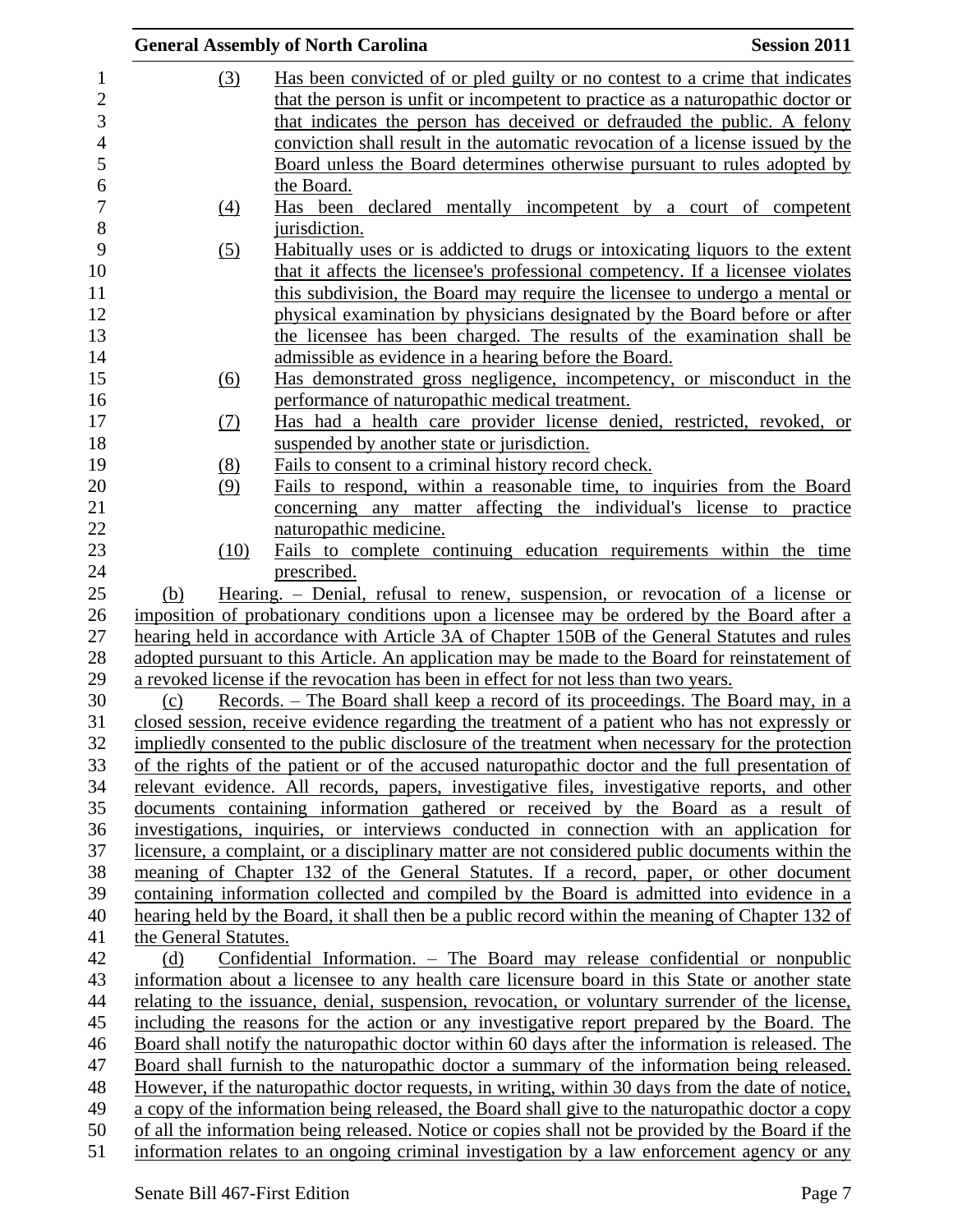(3) Has been convicted of or pled guilty or no contest to a crime that indicates that the person is unfit or incompetent to practice as a naturopathic doctor or that indicates the person has deceived or defrauded the public. A felony conviction shall result in the automatic revocation of a license issued by the Board unless the Board determines otherwise pursuant to rules adopted by the Board.

(4) Has been declared mentally incompetent by a court of competent jurisdiction.

(5) Habitually uses or is addicted to drugs or intoxicating liquors to the extent that it affects the licensee's professional competency. If a licensee violates this subdivision, the Board may require the licensee to undergo a mental or physical examination by physicians designated by the Board before or after the licensee has been charged. The results of the examination shall be admissible as evidence in a hearing before the Board.

(6) Has demonstrated gross negligence, incompetency, or misconduct in the performance of naturopathic medical treatment.

(7) Has had a health care provider license denied, restricted, revoked, or suspended by another state or jurisdiction.

(8) Fails to consent to a criminal history record check.

(9) Fails to respond, within a reasonable time, to inquiries from the Board concerning any matter affecting the individual's license to practice naturopathic medicine.

(10) Fails to complete continuing education requirements within the time prescribed.

(b) Hearing. – Denial, refusal to renew, suspension, or revocation of a license or imposition of probationary conditions upon a licensee may be ordered by the Board after a hearing held in accordance with Article 3A of Chapter 150B of the General Statutes and rules adopted pursuant to this Article. An application may be made to the Board for reinstatement of a revoked license if the revocation has been in effect for not less than two years.

(c) Records. – The Board shall keep a record of its proceedings. The Board may, in a closed session, receive evidence regarding the treatment of a patient who has not expressly or impliedly consented to the public disclosure of the treatment when necessary for the protection of the rights of the patient or of the accused naturopathic doctor and the full presentation of relevant evidence. All records, papers, investigative files, investigative reports, and other documents containing information gathered or received by the Board as a result of investigations, inquiries, or interviews conducted in connection with an application for licensure, a complaint, or a disciplinary matter are not considered public documents within the meaning of Chapter 132 of the General Statutes. If a record, paper, or other document containing information collected and compiled by the Board is admitted into evidence in a hearing held by the Board, it shall then be a public record within the meaning of Chapter 132 of the General Statutes.

(d) Confidential Information. – The Board may release confidential or nonpublic information about a licensee to any health care licensure board in this State or another state relating to the issuance, denial, suspension, revocation, or voluntary surrender of the license, including the reasons for the action or any investigative report prepared by the Board. The Board shall notify the naturopathic doctor within 60 days after the information is released. The Board shall furnish to the naturopathic doctor a summary of the information being released. However, if the naturopathic doctor requests, in writing, within 30 days from the date of notice, a copy of the information being released, the Board shall give to the naturopathic doctor a copy of all the information being released. Notice or copies shall not be provided by the Board if the information relates to an ongoing criminal investigation by a law enforcement agency or any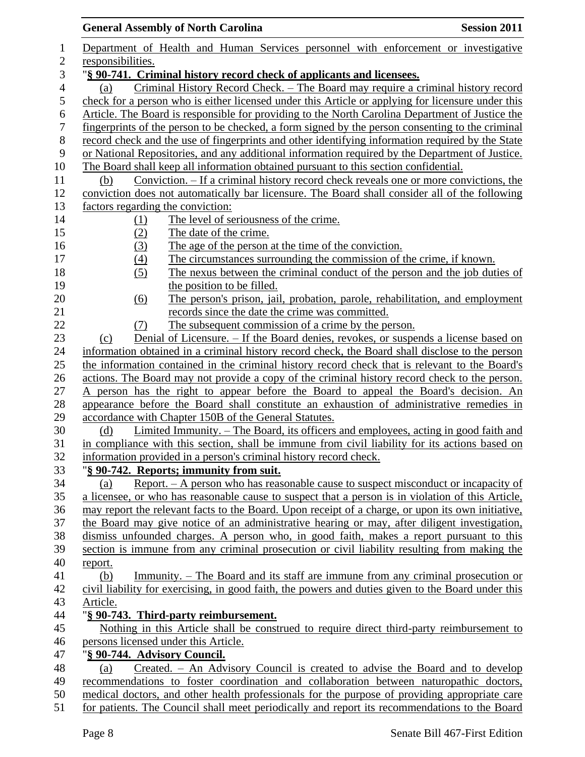Department of Health and Human Services personnel with enforcement or investigative responsibilities.

"**§ 90-741. Criminal history record check of applicants and licensees.**

(a) Criminal History Record Check. – The Board may require a criminal history record check for a person who is either licensed under this Article or applying for licensure under this Article. The Board is responsible for providing to the North Carolina Department of Justice the fingerprints of the person to be checked, a form signed by the person consenting to the criminal record check and the use of fingerprints and other identifying information required by the State or National Repositories, and any additional information required by the Department of Justice. The Board shall keep all information obtained pursuant to this section confidential.

(b) Conviction. – If a criminal history record check reveals one or more convictions, the conviction does not automatically bar licensure. The Board shall consider all of the following factors regarding the conviction:

(1) The level of seriousness of the crime.
(2) The date of the crime.
(3) The age of the person at the time of the conviction.
(4) The circumstances surrounding the commission of the crime, if known.
(5) The nexus between the criminal conduct of the person and the job duties of the position to be filled.
(6) The person's prison, jail, probation, parole, rehabilitation, and employment records since the date the crime was committed.
(7) The subsequent commission of a crime by the person.

(c) Denial of Licensure. – If the Board denies, revokes, or suspends a license based on information obtained in a criminal history record check, the Board shall disclose to the person the information contained in the criminal history record check that is relevant to the Board's actions. The Board may not provide a copy of the criminal history record check to the person. A person has the right to appear before the Board to appeal the Board's decision. An appearance before the Board shall constitute an exhaustion of administrative remedies in accordance with Chapter 150B of the General Statutes.

(d) Limited Immunity. – The Board, its officers and employees, acting in good faith and in compliance with this section, shall be immune from civil liability for its actions based on information provided in a person's criminal history record check.

"**§ 90-742. Reports; immunity from suit.**

(a) Report. – A person who has reasonable cause to suspect misconduct or incapacity of a licensee, or who has reasonable cause to suspect that a person is in violation of this Article, may report the relevant facts to the Board. Upon receipt of a charge, or upon its own initiative, the Board may give notice of an administrative hearing or may, after diligent investigation, dismiss unfounded charges. A person who, in good faith, makes a report pursuant to this section is immune from any criminal prosecution or civil liability resulting from making the report.

(b) Immunity. – The Board and its staff are immune from any criminal prosecution or civil liability for exercising, in good faith, the powers and duties given to the Board under this Article.

"**§ 90-743. Third-party reimbursement.**

Nothing in this Article shall be construed to require direct third-party reimbursement to persons licensed under this Article.

"**§ 90-744. Advisory Council.**

(a) Created. – An Advisory Council is created to advise the Board and to develop recommendations to foster coordination and collaboration between naturopathic doctors, medical doctors, and other health professionals for the purpose of providing appropriate care for patients. The Council shall meet periodically and report its recommendations to the Board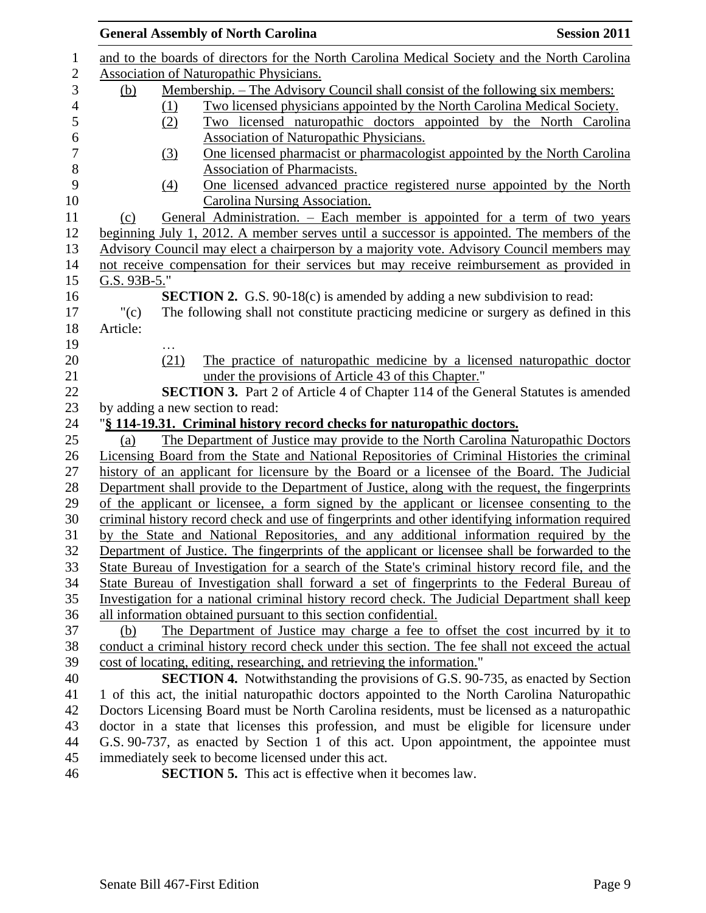and to the boards of directors for the North Carolina Medical Society and the North Carolina Association of Naturopathic Physicians.

(b) Membership. – The Advisory Council shall consist of the following six members:

(1) Two licensed physicians appointed by the North Carolina Medical Society.

(2) Two licensed naturopathic doctors appointed by the North Carolina Association of Naturopathic Physicians.

(3) One licensed pharmacist or pharmacologist appointed by the North Carolina Association of Pharmacists.

(4) One licensed advanced practice registered nurse appointed by the North Carolina Nursing Association.

(c) General Administration. – Each member is appointed for a term of two years beginning July 1, 2012. A member serves until a successor is appointed. The members of the Advisory Council may elect a chairperson by a majority vote. Advisory Council members may not receive compensation for their services but may receive reimbursement as provided in G.S. 93B-5."

**SECTION 2.** G.S. 90-18(c) is amended by adding a new subdivision to read:

"(c) The following shall not constitute practicing medicine or surgery as defined in this Article:

…

(21) The practice of naturopathic medicine by a licensed naturopathic doctor under the provisions of Article 43 of this Chapter."

**SECTION 3.** Part 2 of Article 4 of Chapter 114 of the General Statutes is amended by adding a new section to read:

"**§ 114-19.31. Criminal history record checks for naturopathic doctors.**

(a) The Department of Justice may provide to the North Carolina Naturopathic Doctors Licensing Board from the State and National Repositories of Criminal Histories the criminal history of an applicant for licensure by the Board or a licensee of the Board. The Judicial Department shall provide to the Department of Justice, along with the request, the fingerprints of the applicant or licensee, a form signed by the applicant or licensee consenting to the criminal history record check and use of fingerprints and other identifying information required by the State and National Repositories, and any additional information required by the Department of Justice. The fingerprints of the applicant or licensee shall be forwarded to the State Bureau of Investigation for a search of the State's criminal history record file, and the State Bureau of Investigation shall forward a set of fingerprints to the Federal Bureau of Investigation for a national criminal history record check. The Judicial Department shall keep all information obtained pursuant to this section confidential.

(b) The Department of Justice may charge a fee to offset the cost incurred by it to conduct a criminal history record check under this section. The fee shall not exceed the actual cost of locating, editing, researching, and retrieving the information."

**SECTION 4.** Notwithstanding the provisions of G.S. 90-735, as enacted by Section 1 of this act, the initial naturopathic doctors appointed to the North Carolina Naturopathic Doctors Licensing Board must be North Carolina residents, must be licensed as a naturopathic doctor in a state that licenses this profession, and must be eligible for licensure under G.S. 90-737, as enacted by Section 1 of this act. Upon appointment, the appointee must immediately seek to become licensed under this act.

**SECTION 5.** This act is effective when it becomes law.